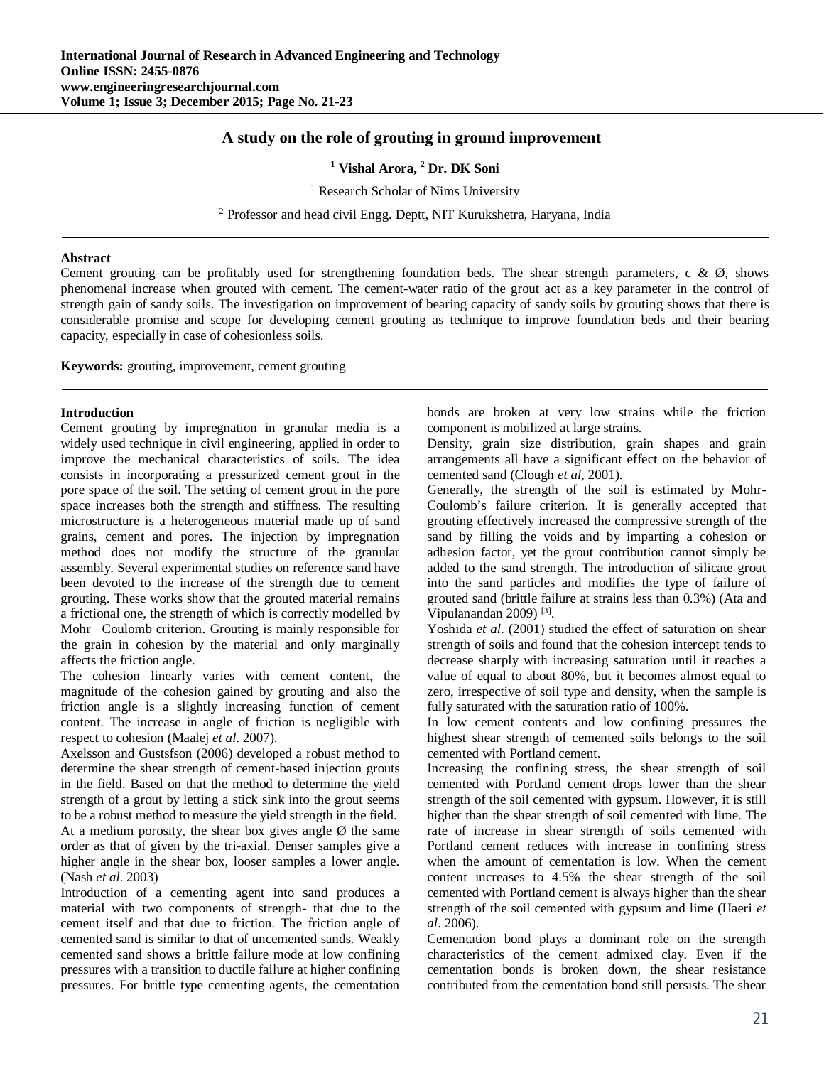# A study on the role of grouting in ground improvement

**[1] Vishal Arora, [2] Dr. DK Soni**

[1] Research Scholar of Nims University

[2] Professor and head civil Engg. Deptt, NIT Kurukshetra, Haryana, India

## Abstract

Cement grouting can be profitably used for strengthening foundation beds. The shear strength parameters, c & Ø, shows phenomenal increase when grouted with cement. The cement-water ratio of the grout act as a key parameter in the control of strength gain of sandy soils. The investigation on improvement of bearing capacity of sandy soils by grouting shows that there is considerable promise and scope for developing cement grouting as technique to improve foundation beds and their bearing capacity, especially in case of cohesionless soils.

**Keywords:** grouting, improvement, cement grouting

## Introduction

Cement grouting by impregnation in granular media is a widely used technique in civil engineering, applied in order to improve the mechanical characteristics of soils. The idea consists in incorporating a pressurized cement grout in the pore space of the soil. The setting of cement grout in the pore space increases both the strength and stiffness. The resulting microstructure is a heterogeneous material made up of sand grains, cement and pores. The injection by impregnation method does not modify the structure of the granular assembly. Several experimental studies on reference sand have been devoted to the increase of the strength due to cement grouting. These works show that the grouted material remains a frictional one, the strength of which is correctly modelled by Mohr –Coulomb criterion. Grouting is mainly responsible for the grain in cohesion by the material and only marginally affects the friction angle.

The cohesion linearly varies with cement content, the magnitude of the cohesion gained by grouting and also the friction angle is a slightly increasing function of cement content. The increase in angle of friction is negligible with respect to cohesion (Maalej *et al*. 2007).

Axelsson and Gustsfson (2006) developed a robust method to determine the shear strength of cement-based injection grouts in the field. Based on that the method to determine the yield strength of a grout by letting a stick sink into the grout seems to be a robust method to measure the yield strength in the field.

At a medium porosity, the shear box gives angle Ø the same order as that of given by the tri-axial. Denser samples give a higher angle in the shear box, looser samples a lower angle. (Nash *et al*. 2003)

Introduction of a cementing agent into sand produces a material with two components of strength- that due to the cement itself and that due to friction. The friction angle of cemented sand is similar to that of uncemented sands. Weakly cemented sand shows a brittle failure mode at low confining pressures with a transition to ductile failure at higher confining pressures. For brittle type cementing agents, the cementation bonds are broken at very low strains while the friction component is mobilized at large strains.

Density, grain size distribution, grain shapes and grain arrangements all have a significant effect on the behavior of cemented sand (Clough *et al*, 2001).

Generally, the strength of the soil is estimated by Mohr-Coulomb's failure criterion. It is generally accepted that grouting effectively increased the compressive strength of the sand by filling the voids and by imparting a cohesion or adhesion factor, yet the grout contribution cannot simply be added to the sand strength. The introduction of silicate grout into the sand particles and modifies the type of failure of grouted sand (brittle failure at strains less than 0.3%) (Ata and Vipulanandan 2009) [3].

Yoshida *et al*. (2001) studied the effect of saturation on shear strength of soils and found that the cohesion intercept tends to decrease sharply with increasing saturation until it reaches a value of equal to about 80%, but it becomes almost equal to zero, irrespective of soil type and density, when the sample is fully saturated with the saturation ratio of 100%.

In low cement contents and low confining pressures the highest shear strength of cemented soils belongs to the soil cemented with Portland cement.

Increasing the confining stress, the shear strength of soil cemented with Portland cement drops lower than the shear strength of the soil cemented with gypsum. However, it is still higher than the shear strength of soil cemented with lime. The rate of increase in shear strength of soils cemented with Portland cement reduces with increase in confining stress when the amount of cementation is low. When the cement content increases to 4.5% the shear strength of the soil cemented with Portland cement is always higher than the shear strength of the soil cemented with gypsum and lime (Haeri *et al*. 2006).

Cement bond plays a dominant role on the strength characteristics of the cement admixed clay. Even if the cementation bonds is broken down, the shear resistance contributed from the cementation bond still persists. The shear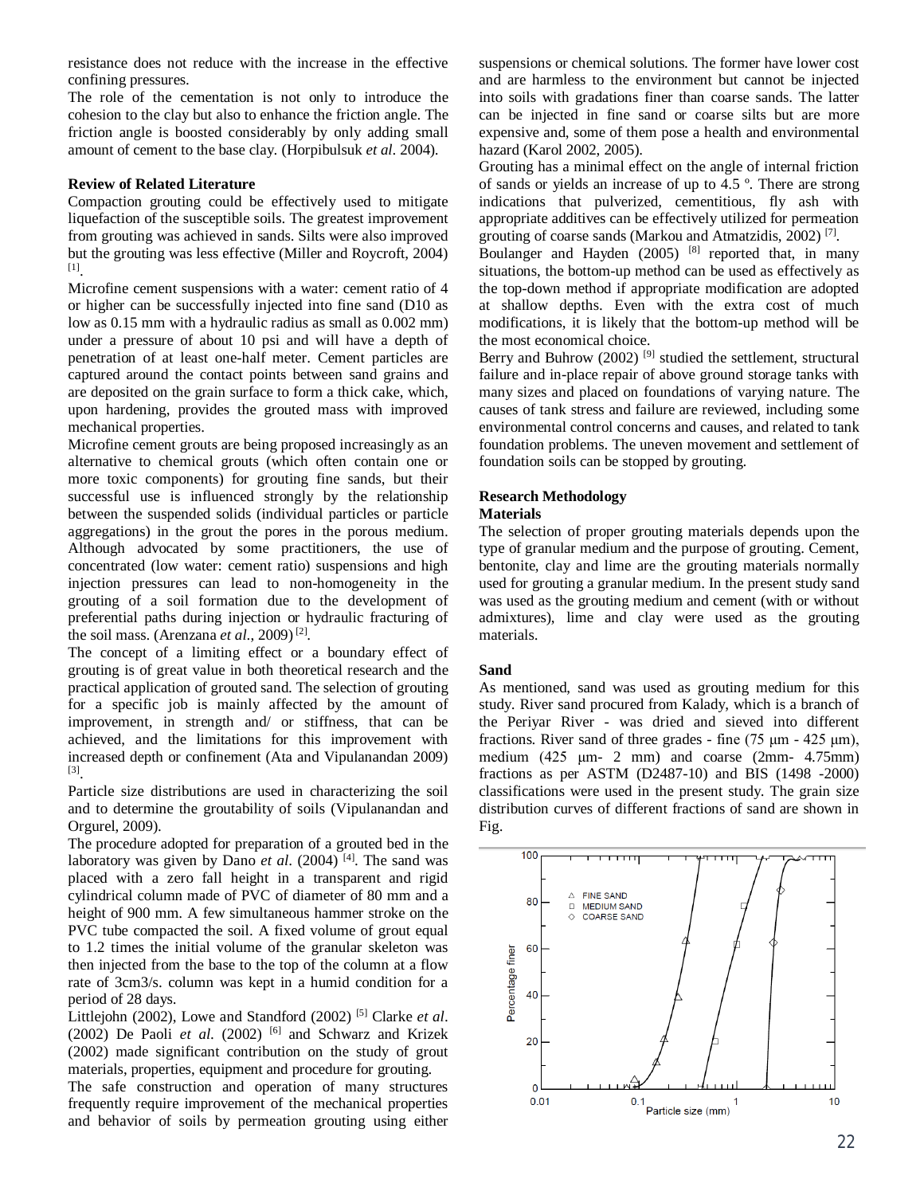resistance does not reduce with the increase in the effective confining pressures.

The role of the cementation is not only to introduce the cohesion to the clay but also to enhance the friction angle. The friction angle is boosted considerably by only adding small amount of cement to the base clay. (Horpibulsuk *et al.* 2004).

## Review of Related Literature

Compaction grouting could be effectively used to mitigate liquefaction of the susceptible soils. The greatest improvement from grouting was achieved in sands. Silts were also improved but the grouting was less effective (Miller and Roycroft, 2004) [1].

Microfine cement suspensions with a water: cement ratio of 4 or higher can be successfully injected into fine sand (D10 as low as 0.15 mm with a hydraulic radius as small as 0.002 mm) under a pressure of about 10 psi and will have a depth of penetration of at least one-half meter. Cement particles are captured around the contact points between sand grains and are deposited on the grain surface to form a thick cake, which, upon hardening, provides the grouted mass with improved mechanical properties.

Microfine cement grouts are being proposed increasingly as an alternative to chemical grouts (which often contain one or more toxic components) for grouting fine sands, but their successful use is influenced strongly by the relationship between the suspended solids (individual particles or particle aggregations) in the grout the pores in the porous medium. Although advocated by some practitioners, the use of concentrated (low water: cement ratio) suspensions and high injection pressures can lead to non-homogeneity in the grouting of a soil formation due to the development of preferential paths during injection or hydraulic fracturing of the soil mass. (Arenzana *et al.*, 2009) [2].

The concept of a limiting effect or a boundary effect of grouting is of great value in both theoretical research and the practical application of grouted sand. The selection of grouting for a specific job is mainly affected by the amount of improvement, in strength and/ or stiffness, that can be achieved, and the limitations for this improvement with increased depth or confinement (Ata and Vipulanandan 2009) [3].

Particle size distributions are used in characterizing the soil and to determine the groutability of soils (Vipulanandan and Orgurel, 2009).

The procedure adopted for preparation of a grouted bed in the laboratory was given by Dano *et al.* (2004) [4]. The sand was placed with a zero fall height in a transparent and rigid cylindrical column made of PVC of diameter of 80 mm and a height of 900 mm. A few simultaneous hammer stroke on the PVC tube compacted the soil. A fixed volume of grout equal to 1.2 times the initial volume of the granular skeleton was then injected from the base to the top of the column at a flow rate of 3cm3/s. column was kept in a humid condition for a period of 28 days.

Littlejohn (2002), Lowe and Standford (2002) [5] Clarke *et al.* (2002) De Paoli *et al.* (2002) [6] and Schwarz and Krizek (2002) made significant contribution on the study of grout materials, properties, equipment and procedure for grouting.

The safe construction and operation of many structures frequently require improvement of the mechanical properties and behavior of soils by permeation grouting using either suspensions or chemical solutions. The former have lower cost and are harmless to the environment but cannot be injected into soils with gradations finer than coarse sands. The latter can be injected in fine sand or coarse silts but are more expensive and, some of them pose a health and environmental hazard (Karol 2002, 2005).

Grouting has a minimal effect on the angle of internal friction of sands or yields an increase of up to 4.5 º. There are strong indications that pulverized, cementitious, fly ash with appropriate additives can be effectively utilized for permeation grouting of coarse sands (Markou and Atmatzidis, 2002) [7].

Boulanger and Hayden (2005) [8] reported that, in many situations, the bottom-up method can be used as effectively as the top-down method if appropriate modification are adopted at shallow depths. Even with the extra cost of much modifications, it is likely that the bottom-up method will be the most economical choice.

Berry and Buhrow (2002) [9] studied the settlement, structural failure and in-place repair of above ground storage tanks with many sizes and placed on foundations of varying nature. The causes of tank stress and failure are reviewed, including some environmental control concerns and causes, and related to tank foundation problems. The uneven movement and settlement of foundation soils can be stopped by grouting.

## Research Methodology

### Materials

The selection of proper grouting materials depends upon the type of granular medium and the purpose of grouting. Cement, bentonite, clay and lime are the grouting materials normally used for grouting a granular medium. In the present study sand was used as the grouting medium and cement (with or without admixtures), lime and clay were used as the grouting materials.

### Sand

As mentioned, sand was used as grouting medium for this study. River sand procured from Kalady, which is a branch of the Periyar River - was dried and sieved into different fractions. River sand of three grades - fine (75 μm - 425 μm), medium (425 μm- 2 mm) and coarse (2mm- 4.75mm) fractions as per ASTM (D2487-10) and BIS (1498 -2000) classifications were used in the present study. The grain size distribution curves of different fractions of sand are shown in Fig.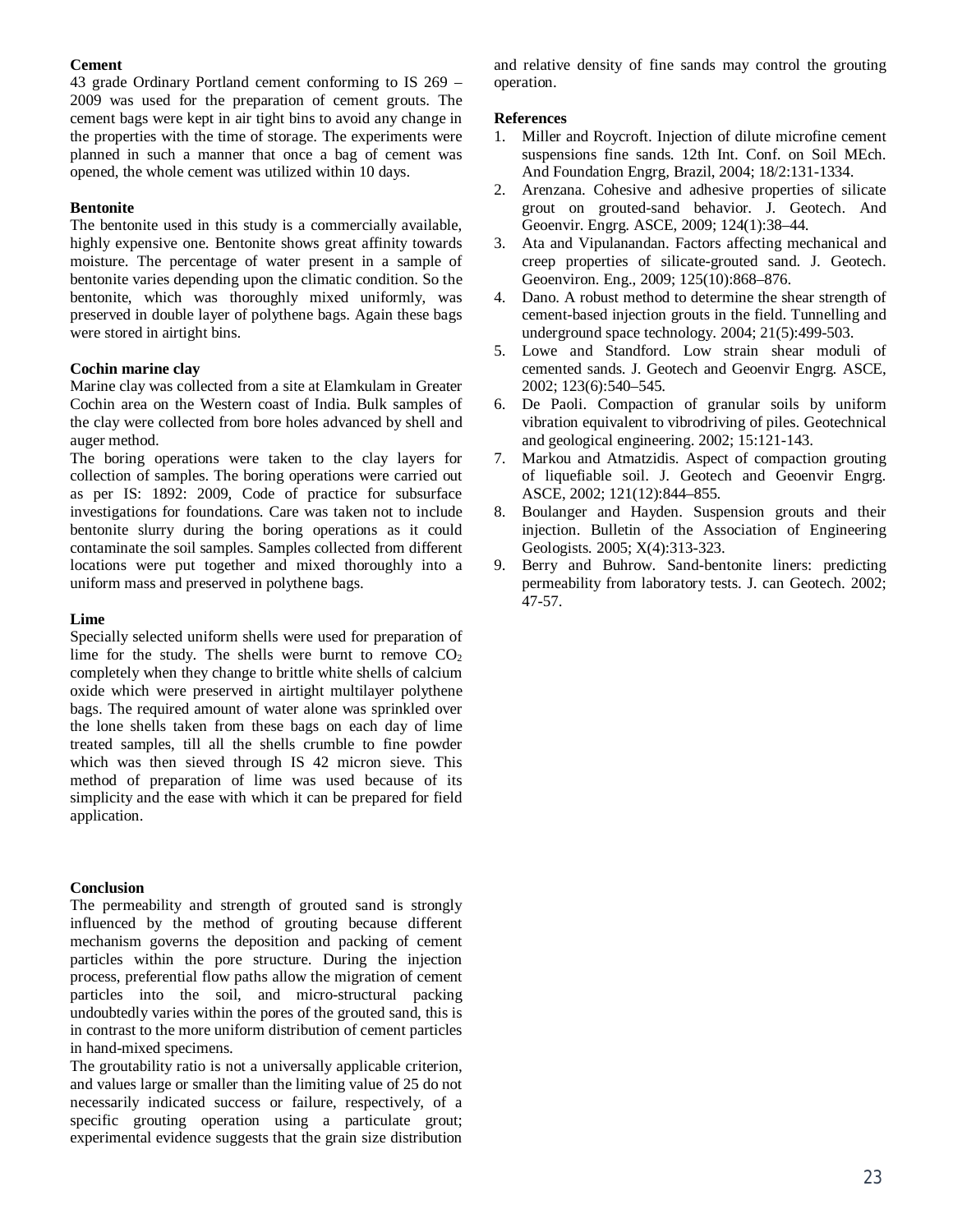**Cement**

43 grade Ordinary Portland cement conforming to IS 269 – 2009 was used for the preparation of cement grouts. The cement bags were kept in air tight bins to avoid any change in the properties with the time of storage. The experiments were planned in such a manner that once a bag of cement was opened, the whole cement was utilized within 10 days.

**Bentonite**

The bentonite used in this study is a commercially available, highly expensive one. Bentonite shows great affinity towards moisture. The percentage of water present in a sample of bentonite varies depending upon the climatic condition. So the bentonite, which was thoroughly mixed uniformly, was preserved in double layer of polythene bags. Again these bags were stored in airtight bins.

**Cochin marine clay**

Marine clay was collected from a site at Elamkulam in Greater Cochin area on the Western coast of India. Bulk samples of the clay were collected from bore holes advanced by shell and auger method.

The boring operations were taken to the clay layers for collection of samples. The boring operations were carried out as per IS: 1892: 2009, Code of practice for subsurface investigations for foundations. Care was taken not to include bentonite slurry during the boring operations as it could contaminate the soil samples. Samples collected from different locations were put together and mixed thoroughly into a uniform mass and preserved in polythene bags.

**Lime**

Specially selected uniform shells were used for preparation of lime for the study. The shells were burnt to remove $CO_2$ completely when they change to brittle white shells of calcium oxide which were preserved in airtight multilayer polythene bags. The required amount of water alone was sprinkled over the lone shells taken from these bags on each day of lime treated samples, till all the shells crumble to fine powder which was then sieved through IS 42 micron sieve. This method of preparation of lime was used because of its simplicity and the ease with which it can be prepared for field application.

**Conclusion**

The permeability and strength of grouted sand is strongly influenced by the method of grouting because different mechanism governs the deposition and packing of cement particles within the pore structure. During the injection process, preferential flow paths allow the migration of cement particles into the soil, and micro-structural packing undoubtedly varies within the pores of the grouted sand, this is in contrast to the more uniform distribution of cement particles in hand-mixed specimens.

The groutability ratio is not a universally applicable criterion, and values large or smaller than the limiting value of 25 do not necessarily indicated success or failure, respectively, of a specific grouting operation using a particulate grout; experimental evidence suggests that the grain size distribution and relative density of fine sands may control the grouting operation.

**References**

1. Miller and Roycroft. Injection of dilute microfine cement suspensions fine sands. 12th Int. Conf. on Soil MEch. And Foundation Engrg, Brazil, 2004; 18/2:131-1334.
2. Arenzana. Cohesive and adhesive properties of silicate grout on grouted-sand behavior. J. Geotech. And Geoenvir. Engrg. ASCE, 2009; 124(1):38–44.
3. Ata and Vipulanandan. Factors affecting mechanical and creep properties of silicate-grouted sand. J. Geotech. Geoenviron. Eng., 2009; 125(10):868–876.
4. Dano. A robust method to determine the shear strength of cement-based injection grouts in the field. Tunnelling and underground space technology. 2004; 21(5):499-503.
5. Lowe and Standford. Low strain shear moduli of cemented sands. J. Geotech and Geoenvir Engrg. ASCE, 2002; 123(6):540–545.
6. De Paoli. Compaction of granular soils by uniform vibration equivalent to vibrodriving of piles. Geotechnical and geological engineering. 2002; 15:121-143.
7. Markou and Atmatzidis. Aspect of compaction grouting of liquefiable soil. J. Geotech and Geoenvir Engrg. ASCE, 2002; 121(12):844–855.
8. Boulanger and Hayden. Suspension grouts and their injection. Bulletin of the Association of Engineering Geologists. 2005; X(4):313-323.
9. Berry and Buhrow. Sand-bentonite liners: predicting permeability from laboratory tests. J. can Geotech. 2002; 47-57.